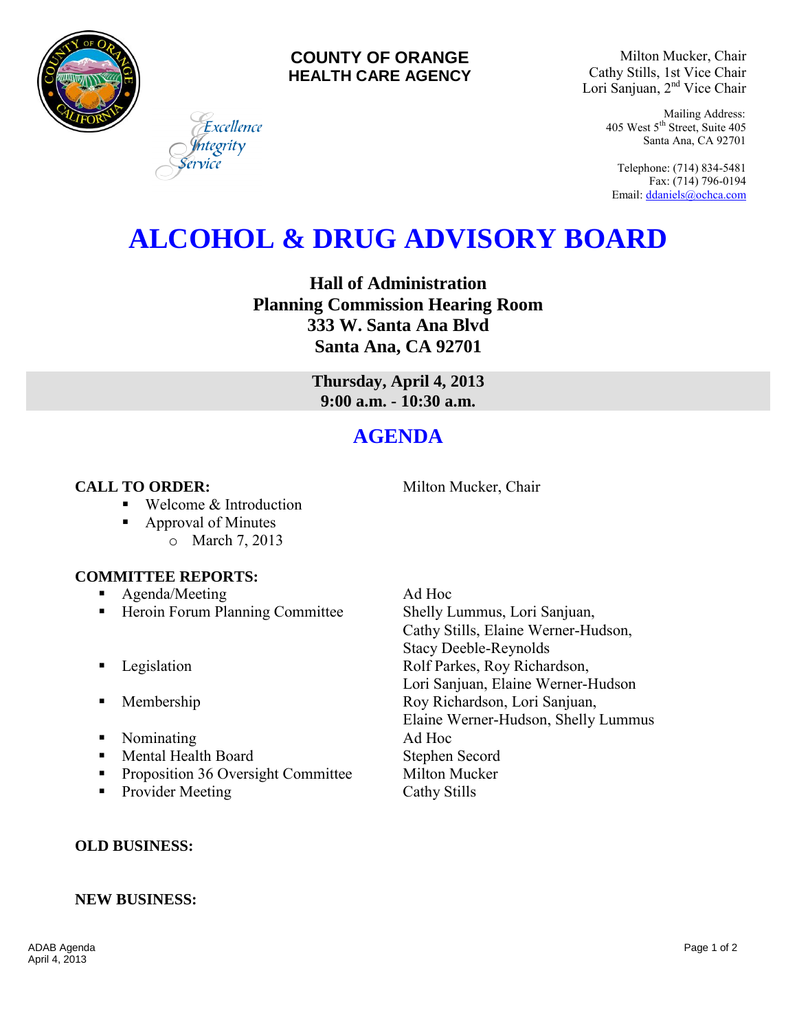**COUNTY OF ORANGE**
**HEALTH CARE AGENCY**

*Excellence*
*Integrity*
*Service*

Milton Mucker, Chair
Cathy Stills, 1st Vice Chair
Lori Sanjuan, 2nd Vice Chair

Mailing Address:
405 West 5th Street, Suite 405
Santa Ana, CA 92701

Telephone: (714) 834-5481
Fax: (714) 796-0194
Email: ddaniels@ochca.com

# ALCOHOL & DRUG ADVISORY BOARD

**Hall of Administration**
**Planning Commission Hearing Room**
**333 W. Santa Ana Blvd**
**Santa Ana, CA 92701**

**Thursday, April 4, 2013**
**9:00 a.m. - 10:30 a.m.**

## AGENDA

**CALL TO ORDER:** Milton Mucker, Chair

- Welcome & Introduction
- Approval of Minutes
  - March 7, 2013

**COMMITTEE REPORTS:**

| | |
|---|---|
| Agenda/Meeting | Ad Hoc |
| Heroin Forum Planning Committee | Shelly Lummus, Lori Sanjuan, Cathy Stills, Elaine Werner-Hudson, Stacy Deeble-Reynolds |
| Legislation | Rolf Parkes, Roy Richardson, Lori Sanjuan, Elaine Werner-Hudson |
| Membership | Roy Richardson, Lori Sanjuan, Elaine Werner-Hudson, Shelly Lummus |
| Nominating | Ad Hoc |
| Mental Health Board | Stephen Secord |
| Proposition 36 Oversight Committee | Milton Mucker |
| Provider Meeting | Cathy Stills |

**OLD BUSINESS:**

**NEW BUSINESS:**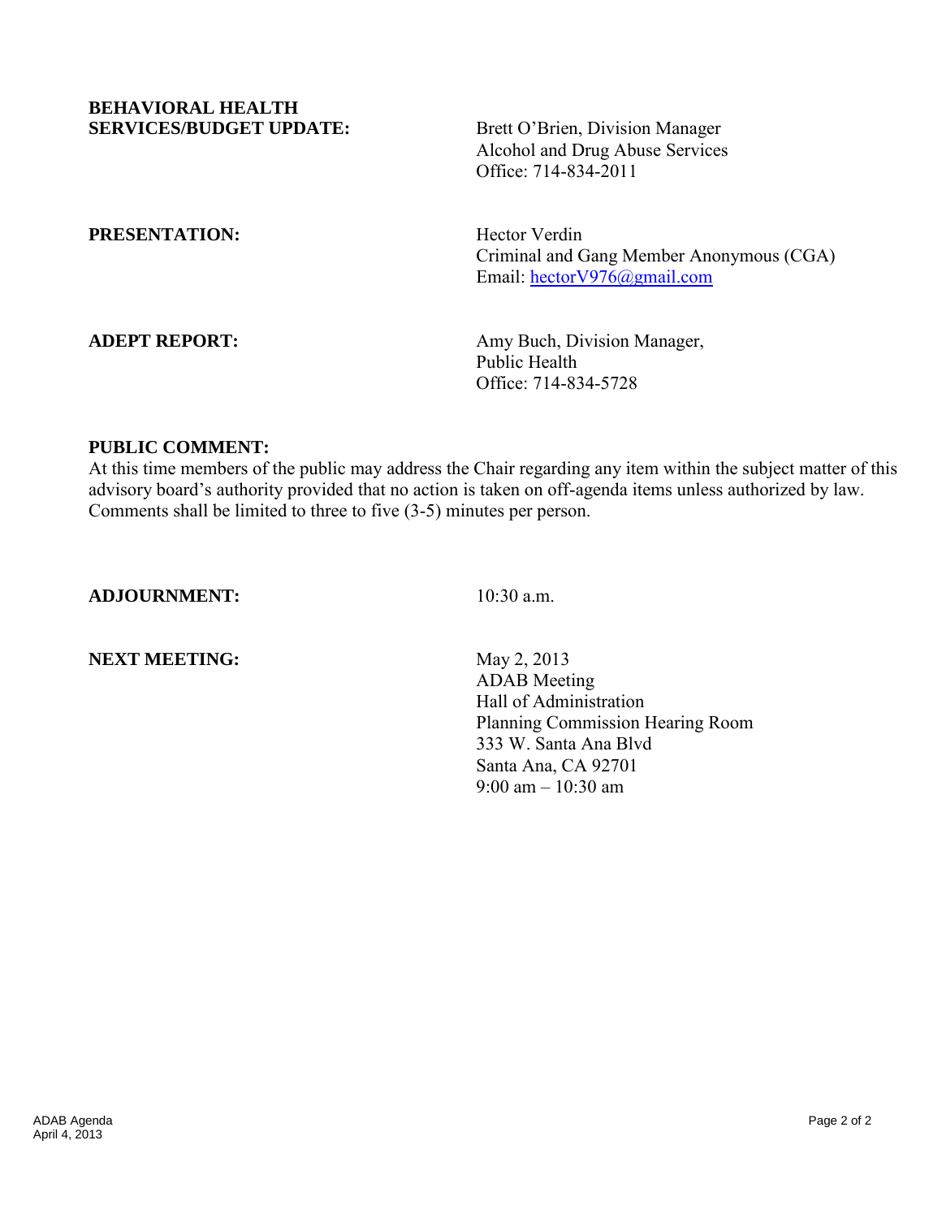**BEHAVIORAL HEALTH SERVICES/BUDGET UPDATE:**

Brett O'Brien, Division Manager
Alcohol and Drug Abuse Services
Office: 714-834-2011

**PRESENTATION:**

Hector Verdin
Criminal and Gang Member Anonymous (CGA)
Email: hectorV976@gmail.com

**ADEPT REPORT:**

Amy Buch, Division Manager,
Public Health
Office: 714-834-5728

**PUBLIC COMMENT:**
At this time members of the public may address the Chair regarding any item within the subject matter of this advisory board's authority provided that no action is taken on off-agenda items unless authorized by law. Comments shall be limited to three to five (3-5) minutes per person.

**ADJOURNMENT:** 10:30 a.m.

**NEXT MEETING:**

May 2, 2013
ADAB Meeting
Hall of Administration
Planning Commission Hearing Room
333 W. Santa Ana Blvd
Santa Ana, CA 92701
9:00 am – 10:30 am